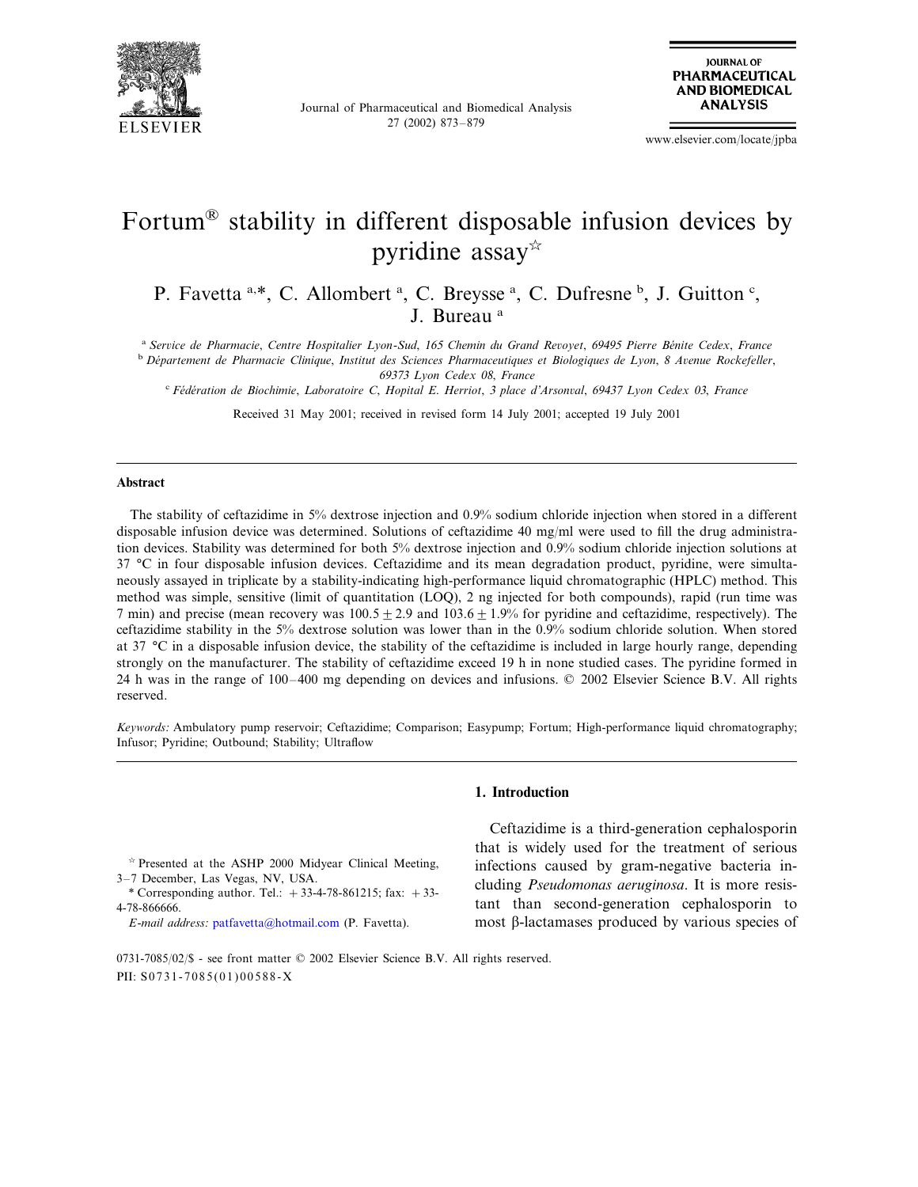# Fortum® stability in different disposable infusion devices by pyridine assay☆

P. Favetta [a,*], C. Allombert [a], C. Breysse [a], C. Dufresne [b], J. Guitton [c], J. Bureau [a]

[a] *Service de Pharmacie, Centre Hospitalier Lyon-Sud, 165 Chemin du Grand Revoyet, 69495 Pierre Bénite Cedex, France*

[b] *Département de Pharmacie Clinique, Institut des Sciences Pharmaceutiques et Biologiques de Lyon, 8 Avenue Rockefeller, 69373 Lyon Cedex 08, France*

[c] *Fédération de Biochimie, Laboratoire C, Hopital E. Herriot, 3 place d'Arsonval, 69437 Lyon Cedex 03, France*

Received 31 May 2001; received in revised form 14 July 2001; accepted 19 July 2001

## Abstract

The stability of ceftazidime in 5% dextrose injection and 0.9% sodium chloride injection when stored in a different disposable infusion device was determined. Solutions of ceftazidime 40 mg/ml were used to fill the drug administration devices. Stability was determined for both 5% dextrose injection and 0.9% sodium chloride injection solutions at 37 °C in four disposable infusion devices. Ceftazidime and its mean degradation product, pyridine, were simultaneously assayed in triplicate by a stability-indicating high-performance liquid chromatographic (HPLC) method. This method was simple, sensitive (limit of quantitation (LOQ), 2 ng injected for both compounds), rapid (run time was 7 min) and precise (mean recovery was $100.5 \pm 2.9$ and $103.6 \pm 1.9$% for pyridine and ceftazidime, respectively). The ceftazidime stability in the 5% dextrose solution was lower than in the 0.9% sodium chloride solution. When stored at 37 °C in a disposable infusion device, the stability of the ceftazidime is included in large hourly range, depending strongly on the manufacturer. The stability of ceftazidime exceed 19 h in none studied cases. The pyridine formed in 24 h was in the range of 100–400 mg depending on devices and infusions. © 2002 Elsevier Science B.V. All rights reserved.

*Keywords:* Ambulatory pump reservoir; Ceftazidime; Comparison; Easypump; Fortum; High-performance liquid chromatography; Infusor; Pyridine; Outbound; Stability; Ultraflow

## 1. Introduction

Ceftazidime is a third-generation cephalosporin that is widely used for the treatment of serious infections caused by gram-negative bacteria including *Pseudomonas aeruginosa*. It is more resistant than second-generation cephalosporin to most β-lactamases produced by various species of

☆ Presented at the ASHP 2000 Midyear Clinical Meeting, 3–7 December, Las Vegas, NV, USA.

\* Corresponding author. Tel.: +33-4-78-861215; fax: +33-4-78-866666.

*E-mail address:* patfavetta@hotmail.com (P. Favetta).

0731-7085/02/$ - see front matter © 2002 Elsevier Science B.V. All rights reserved.
PII: S0731-7085(01)00588-X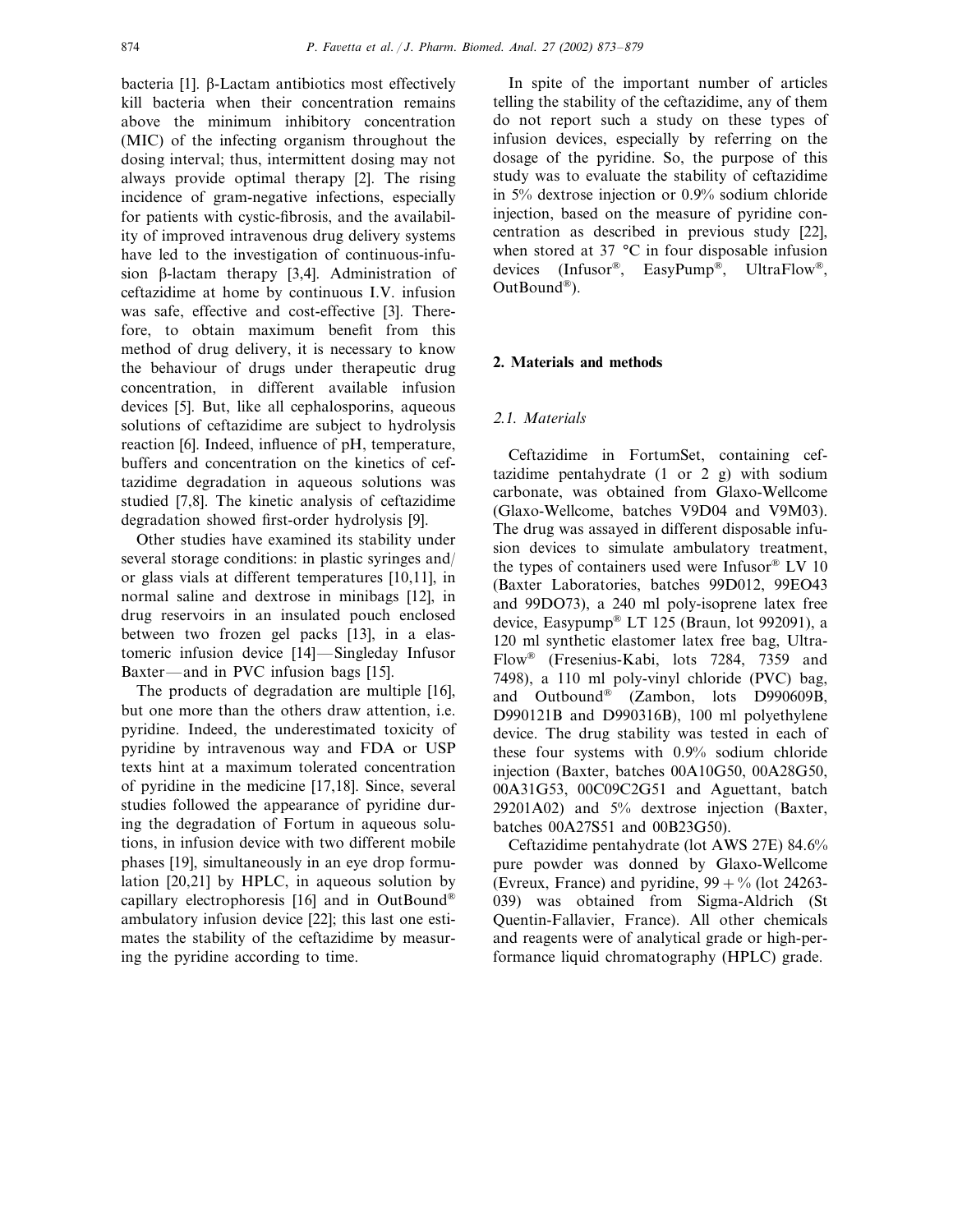bacteria [1]. β-Lactam antibiotics most effectively kill bacteria when their concentration remains above the minimum inhibitory concentration (MIC) of the infecting organism throughout the dosing interval; thus, intermittent dosing may not always provide optimal therapy [2]. The rising incidence of gram-negative infections, especially for patients with cystic-fibrosis, and the availability of improved intravenous drug delivery systems have led to the investigation of continuous-infusion β-lactam therapy [3,4]. Administration of ceftazidime at home by continuous I.V. infusion was safe, effective and cost-effective [3]. Therefore, to obtain maximum benefit from this method of drug delivery, it is necessary to know the behaviour of drugs under therapeutic drug concentration, in different available infusion devices [5]. But, like all cephalosporins, aqueous solutions of ceftazidime are subject to hydrolysis reaction [6]. Indeed, influence of pH, temperature, buffers and concentration on the kinetics of ceftazidime degradation in aqueous solutions was studied [7,8]. The kinetic analysis of ceftazidime degradation showed first-order hydrolysis [9].

Other studies have examined its stability under several storage conditions: in plastic syringes and/or glass vials at different temperatures [10,11], in normal saline and dextrose in minibags [12], in drug reservoirs in an insulated pouch enclosed between two frozen gel packs [13], in a elastomeric infusion device [14]—Singleday Infusor Baxter—and in PVC infusion bags [15].

The products of degradation are multiple [16], but one more than the others draw attention, i.e. pyridine. Indeed, the underestimated toxicity of pyridine by intravenous way and FDA or USP texts hint at a maximum tolerated concentration of pyridine in the medicine [17,18]. Since, several studies followed the appearance of pyridine during the degradation of Fortum in aqueous solutions, in infusion device with two different mobile phases [19], simultaneously in an eye drop formulation [20,21] by HPLC, in aqueous solution by capillary electrophoresis [16] and in OutBound® ambulatory infusion device [22]; this last one estimates the stability of the ceftazidime by measuring the pyridine according to time.

In spite of the important number of articles telling the stability of the ceftazidime, any of them do not report such a study on these types of infusion devices, especially by referring on the dosage of the pyridine. So, the purpose of this study was to evaluate the stability of ceftazidime in 5% dextrose injection or 0.9% sodium chloride injection, based on the measure of pyridine concentration as described in previous study [22], when stored at 37 °C in four disposable infusion devices (Infusor®, EasyPump®, UltraFlow®, OutBound®).

## 2. Materials and methods

### 2.1. Materials

Ceftazidime in FortumSet, containing ceftazidime pentahydrate (1 or 2 g) with sodium carbonate, was obtained from Glaxo-Wellcome (Glaxo-Wellcome, batches V9D04 and V9M03). The drug was assayed in different disposable infusion devices to simulate ambulatory treatment, the types of containers used were Infusor® LV 10 (Baxter Laboratories, batches 99D012, 99EO43 and 99DO73), a 240 ml poly-isoprene latex free device, Easypump® LT 125 (Braun, lot 992091), a 120 ml synthetic elastomer latex free bag, UltraFlow® (Fresenius-Kabi, lots 7284, 7359 and 7498), a 110 ml poly-vinyl chloride (PVC) bag, and Outbound® (Zambon, lots D990609B, D990121B and D990316B), 100 ml polyethylene device. The drug stability was tested in each of these four systems with 0.9% sodium chloride injection (Baxter, batches 00A10G50, 00A28G50, 00A31G53, 00C09C2G51 and Aguettant, batch 29201A02) and 5% dextrose injection (Baxter, batches 00A27S51 and 00B23G50).

Ceftazidime pentahydrate (lot AWS 27E) 84.6% pure powder was donned by Glaxo-Wellcome (Evreux, France) and pyridine, 99+% (lot 24263-039) was obtained from Sigma-Aldrich (St Quentin-Fallavier, France). All other chemicals and reagents were of analytical grade or high-performance liquid chromatography (HPLC) grade.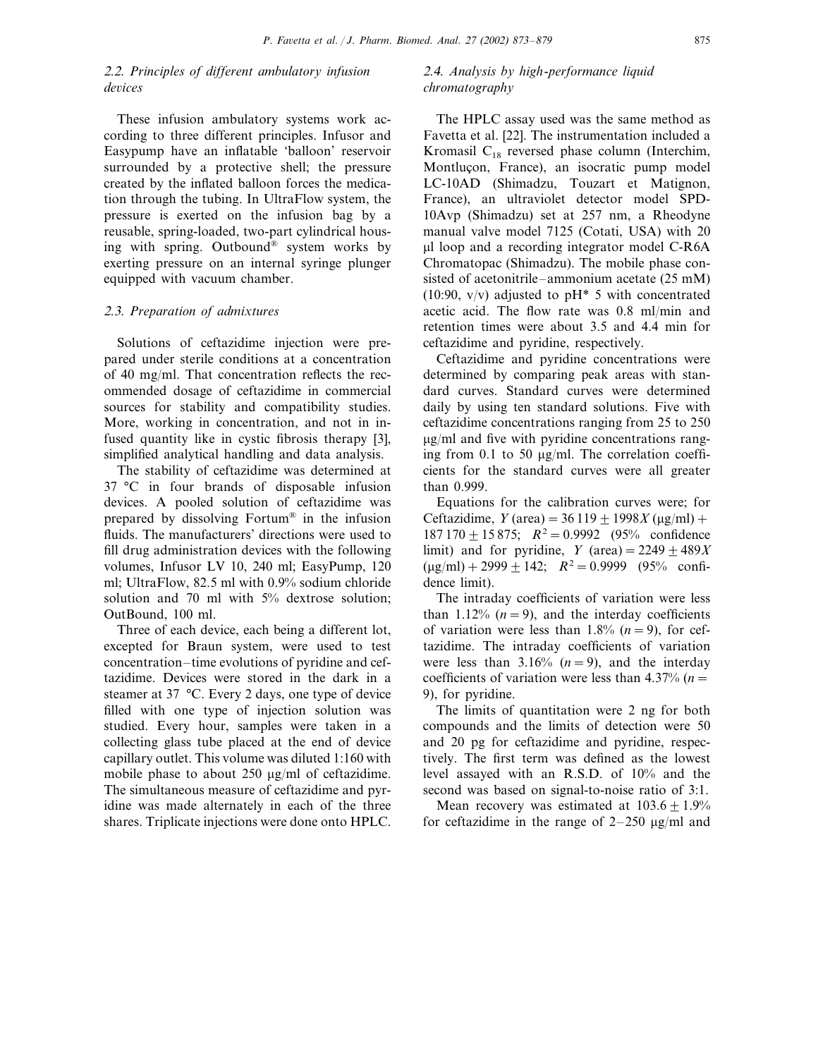### 2.2. Principles of different ambulatory infusion devices

These infusion ambulatory systems work according to three different principles. Infusor and Easypump have an inflatable 'balloon' reservoir surrounded by a protective shell; the pressure created by the inflated balloon forces the medication through the tubing. In UltraFlow system, the pressure is exerted on the infusion bag by a reusable, spring-loaded, two-part cylindrical housing with spring. Outbound® system works by exerting pressure on an internal syringe plunger equipped with vacuum chamber.

### 2.3. Preparation of admixtures

Solutions of ceftazidime injection were prepared under sterile conditions at a concentration of 40 mg/ml. That concentration reflects the recommended dosage of ceftazidime in commercial sources for stability and compatibility studies. More, working in concentration, and not in infused quantity like in cystic fibrosis therapy [3], simplified analytical handling and data analysis.

The stability of ceftazidime was determined at 37 °C in four brands of disposable infusion devices. A pooled solution of ceftazidime was prepared by dissolving Fortum® in the infusion fluids. The manufacturers' directions were used to fill drug administration devices with the following volumes, Infusor LV 10, 240 ml; EasyPump, 120 ml; UltraFlow, 82.5 ml with 0.9% sodium chloride solution and 70 ml with 5% dextrose solution; OutBound, 100 ml.

Three of each device, each being a different lot, excepted for Braun system, were used to test concentration–time evolutions of pyridine and ceftazidime. Devices were stored in the dark in a steamer at 37 °C. Every 2 days, one type of device filled with one type of injection solution was studied. Every hour, samples were taken in a collecting glass tube placed at the end of device capillary outlet. This volume was diluted 1:160 with mobile phase to about 250 μg/ml of ceftazidime. The simultaneous measure of ceftazidime and pyridine was made alternately in each of the three shares. Triplicate injections were done onto HPLC.

### 2.4. Analysis by high-performance liquid chromatography

The HPLC assay used was the same method as Favetta et al. [22]. The instrumentation included a Kromasil $C_{18}$ reversed phase column (Interchim, Montluçon, France), an isocratic pump model LC-10AD (Shimadzu, Touzart et Matignon, France), an ultraviolet detector model SPD-10Avp (Shimadzu) set at 257 nm, a Rheodyne manual valve model 7125 (Cotati, USA) with 20 μl loop and a recording integrator model C-R6A Chromatopac (Shimadzu). The mobile phase consisted of acetonitrile–ammonium acetate (25 mM) (10:90, v/v) adjusted to pH* 5 with concentrated acetic acid. The flow rate was 0.8 ml/min and retention times were about 3.5 and 4.4 min for ceftazidime and pyridine, respectively.

Ceftazidime and pyridine concentrations were determined by comparing peak areas with standard curves. Standard curves were determined daily by using ten standard solutions. Five with ceftazidime concentrations ranging from 25 to 250 μg/ml and five with pyridine concentrations ranging from 0.1 to 50 μg/ml. The correlation coefficients for the standard curves were all greater than 0.999.

Equations for the calibration curves were; for Ceftazidime, $Y$ (area) $= 36\,119 \pm 1998X$ (μg/ml) $+ 187\,170 \pm 15\,875$; $R^2 = 0.9992$ (95% confidence limit) and for pyridine, $Y$ (area) $= 2249 \pm 489X$ (μg/ml) $+ 2999 \pm 142$; $R^2 = 0.9999$ (95% confidence limit).

The intraday coefficients of variation were less than 1.12% ($n = 9$), and the interday coefficients of variation were less than 1.8% ($n = 9$), for ceftazidime. The intraday coefficients of variation were less than 3.16% ($n = 9$), and the interday coefficients of variation were less than 4.37% ($n = 9$), for pyridine.

The limits of quantitation were 2 ng for both compounds and the limits of detection were 50 and 20 pg for ceftazidime and pyridine, respectively. The first term was defined as the lowest level assayed with an R.S.D. of 10% and the second was based on signal-to-noise ratio of 3:1.

Mean recovery was estimated at $103.6 \pm 1.9\%$ for ceftazidime in the range of 2–250 μg/ml and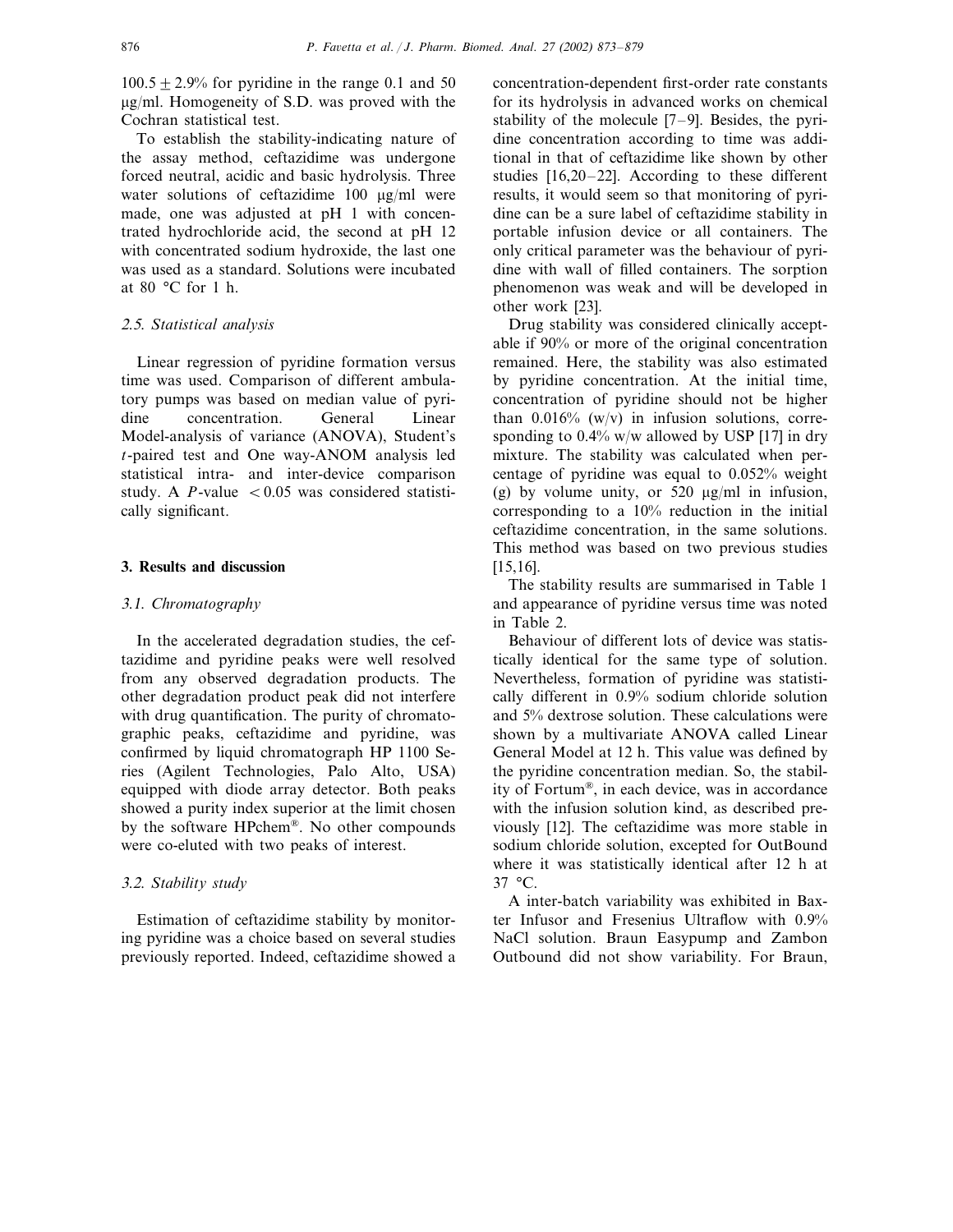100.5 ± 2.9% for pyridine in the range 0.1 and 50 μg/ml. Homogeneity of S.D. was proved with the Cochran statistical test.

To establish the stability-indicating nature of the assay method, ceftazidime was undergone forced neutral, acidic and basic hydrolysis. Three water solutions of ceftazidime 100 μg/ml were made, one was adjusted at pH 1 with concentrated hydrochloride acid, the second at pH 12 with concentrated sodium hydroxide, the last one was used as a standard. Solutions were incubated at 80 °C for 1 h.

### 2.5. Statistical analysis

Linear regression of pyridine formation versus time was used. Comparison of different ambulatory pumps was based on median value of pyridine concentration. General Linear Model-analysis of variance (ANOVA), Student's $t$-paired test and One way-ANOM analysis led statistical intra- and inter-device comparison study. A $P$-value $< 0.05$ was considered statistically significant.

## 3. Results and discussion

### 3.1. Chromatography

In the accelerated degradation studies, the ceftazidime and pyridine peaks were well resolved from any observed degradation products. The other degradation product peak did not interfere with drug quantification. The purity of chromatographic peaks, ceftazidime and pyridine, was confirmed by liquid chromatograph HP 1100 Series (Agilent Technologies, Palo Alto, USA) equipped with diode array detector. Both peaks showed a purity index superior at the limit chosen by the software HPchem®. No other compounds were co-eluted with two peaks of interest.

### 3.2. Stability study

Estimation of ceftazidime stability by monitoring pyridine was a choice based on several studies previously reported. Indeed, ceftazidime showed a concentration-dependent first-order rate constants for its hydrolysis in advanced works on chemical stability of the molecule [7–9]. Besides, the pyridine concentration according to time was additional in that of ceftazidime like shown by other studies [16,20–22]. According to these different results, it would seem so that monitoring of pyridine can be a sure label of ceftazidime stability in portable infusion device or all containers. The only critical parameter was the behaviour of pyridine with wall of filled containers. The sorption phenomenon was weak and will be developed in other work [23].

Drug stability was considered clinically acceptable if 90% or more of the original concentration remained. Here, the stability was also estimated by pyridine concentration. At the initial time, concentration of pyridine should not be higher than 0.016% (w/v) in infusion solutions, corresponding to 0.4% w/w allowed by USP [17] in dry mixture. The stability was calculated when percentage of pyridine was equal to 0.052% weight (g) by volume unity, or 520 μg/ml in infusion, corresponding to a 10% reduction in the initial ceftazidime concentration, in the same solutions. This method was based on two previous studies [15,16].

The stability results are summarised in Table 1 and appearance of pyridine versus time was noted in Table 2.

Behaviour of different lots of device was statistically identical for the same type of solution. Nevertheless, formation of pyridine was statistically different in 0.9% sodium chloride solution and 5% dextrose solution. These calculations were shown by a multivariate ANOVA called Linear General Model at 12 h. This value was defined by the pyridine concentration median. So, the stability of Fortum®, in each device, was in accordance with the infusion solution kind, as described previously [12]. The ceftazidime was more stable in sodium chloride solution, excepted for OutBound where it was statistically identical after 12 h at 37 °C.

A inter-batch variability was exhibited in Baxter Infusor and Fresenius Ultraflow with 0.9% NaCl solution. Braun Easypump and Zambon Outbound did not show variability. For Braun,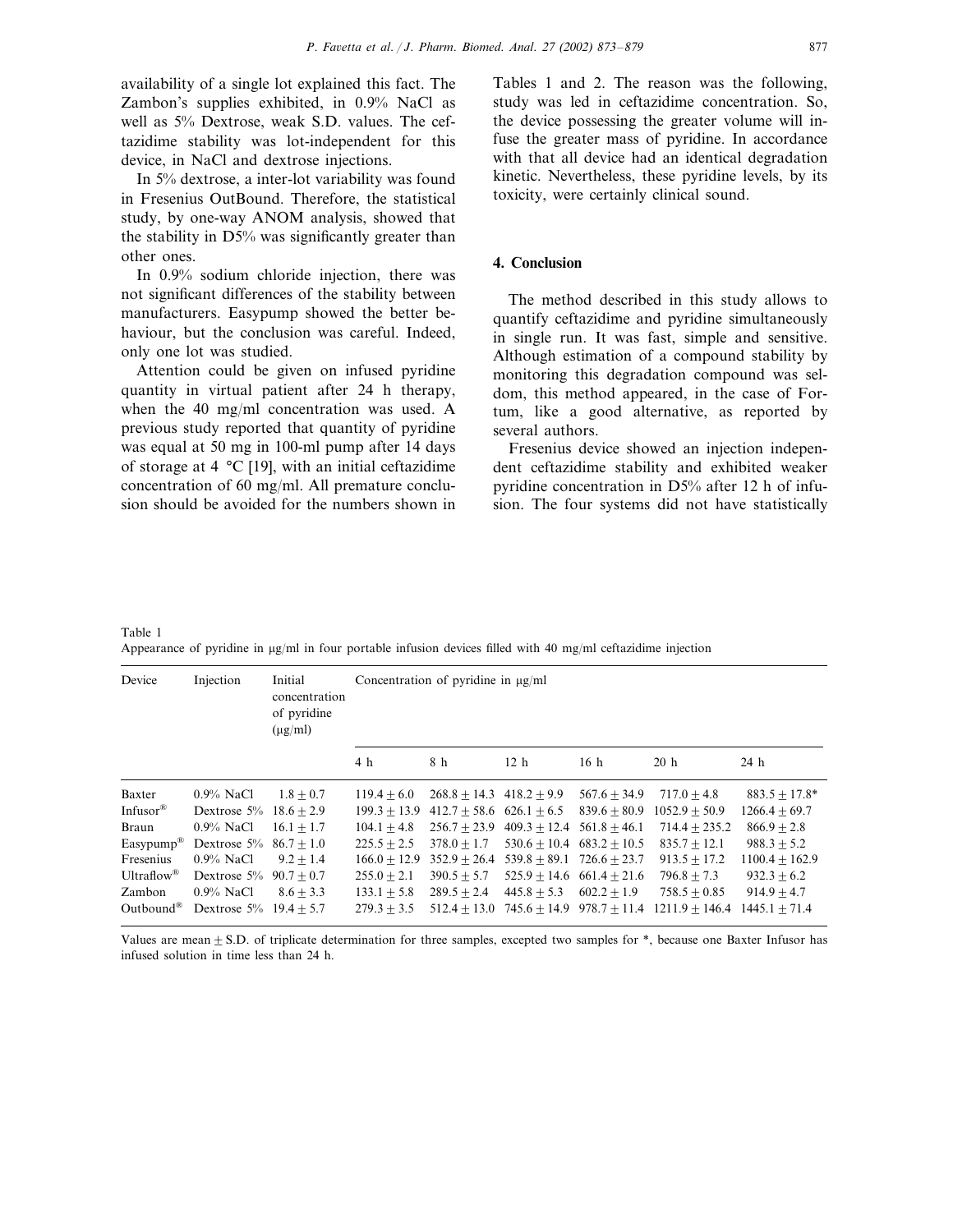availability of a single lot explained this fact. The Zambon's supplies exhibited, in 0.9% NaCl as well as 5% Dextrose, weak S.D. values. The ceftazidime stability was lot-independent for this device, in NaCl and dextrose injections.

In 5% dextrose, a inter-lot variability was found in Fresenius OutBound. Therefore, the statistical study, by one-way ANOM analysis, showed that the stability in D5% was significantly greater than other ones.

In 0.9% sodium chloride injection, there was not significant differences of the stability between manufacturers. Easypump showed the better behaviour, but the conclusion was careful. Indeed, only one lot was studied.

Attention could be given on infused pyridine quantity in virtual patient after 24 h therapy, when the 40 mg/ml concentration was used. A previous study reported that quantity of pyridine was equal at 50 mg in 100-ml pump after 14 days of storage at 4 °C [19], with an initial ceftazidime concentration of 60 mg/ml. All premature conclusion should be avoided for the numbers shown in Tables 1 and 2. The reason was the following, study was led in ceftazidime concentration. So, the device possessing the greater volume will infuse the greater mass of pyridine. In accordance with that all device had an identical degradation kinetic. Nevertheless, these pyridine levels, by its toxicity, were certainly clinical sound.

## 4. Conclusion

The method described in this study allows to quantify ceftazidime and pyridine simultaneously in single run. It was fast, simple and sensitive. Although estimation of a compound stability by monitoring this degradation compound was seldom, this method appeared, in the case of Fortum, like a good alternative, as reported by several authors.

Fresenius device showed an injection independent ceftazidime stability and exhibited weaker pyridine concentration in D5% after 12 h of infusion. The four systems did not have statistically

Table 1
Appearance of pyridine in μg/ml in four portable infusion devices filled with 40 mg/ml ceftazidime injection

| Device | Injection | Initial concentration of pyridine (μg/ml) | Concentration of pyridine in μg/ml | | | | | |
|---|---|---|---|---|---|---|---|---|
| | | | 4 h | 8 h | 12 h | 16 h | 20 h | 24 h |
| Baxter | 0.9% NaCl | 1.8 ± 0.7 | 119.4 ± 6.0 | 268.8 ± 14.3 | 418.2 ± 9.9 | 567.6 ± 34.9 | 717.0 ± 4.8 | 883.5 ± 17.8* |
| Infusor® | Dextrose 5% | 18.6 ± 2.9 | 199.3 ± 13.9 | 412.7 ± 58.6 | 626.1 ± 6.5 | 839.6 ± 80.9 | 1052.9 ± 50.9 | 1266.4 ± 69.7 |
| Braun | 0.9% NaCl | 16.1 ± 1.7 | 104.1 ± 4.8 | 256.7 ± 23.9 | 409.3 ± 12.4 | 561.8 ± 46.1 | 714.4 ± 235.2 | 866.9 ± 2.8 |
| Easypump® | Dextrose 5% | 86.7 ± 1.0 | 225.5 ± 2.5 | 378.0 ± 1.7 | 530.6 ± 10.4 | 683.2 ± 10.5 | 835.7 ± 12.1 | 988.3 ± 5.2 |
| Fresenius | 0.9% NaCl | 9.2 ± 1.4 | 166.0 ± 12.9 | 352.9 ± 26.4 | 539.8 ± 89.1 | 726.6 ± 23.7 | 913.5 ± 17.2 | 1100.4 ± 162.9 |
| Ultraflow® | Dextrose 5% | 90.7 ± 0.7 | 255.0 ± 2.1 | 390.5 ± 5.7 | 525.9 ± 14.6 | 661.4 ± 21.6 | 796.8 ± 7.3 | 932.3 ± 6.2 |
| Zambon | 0.9% NaCl | 8.6 ± 3.3 | 133.1 ± 5.8 | 289.5 ± 2.4 | 445.8 ± 5.3 | 602.2 ± 1.9 | 758.5 ± 0.85 | 914.9 ± 4.7 |
| Outbound® | Dextrose 5% | 19.4 ± 5.7 | 279.3 ± 3.5 | 512.4 ± 13.0 | 745.6 ± 14.9 | 978.7 ± 11.4 | 1211.9 ± 146.4 | 1445.1 ± 71.4 |

Values are mean ± S.D. of triplicate determination for three samples, excepted two samples for *, because one Baxter Infusor has infused solution in time less than 24 h.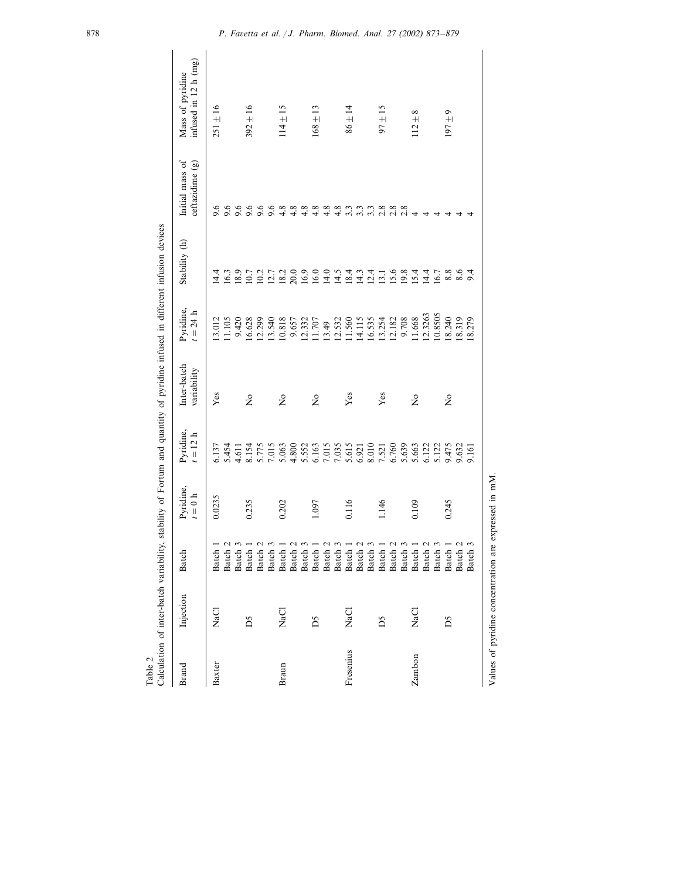Table 2
Calculation of inter-batch variability, stability of Fortum and quantity of pyridine infused in different infusion devices

| Brand | Injection | Batch | Pyridine, $t = 0$ h | Pyridine, $t = 12$ h | Inter-batch variability | Pyridine, $t = 24$ h | Stability (h) | Initial mass of ceftazidime (g) | Mass of pyridine infused in 12 h (mg) |
|---|---|---|---|---|---|---|---|---|---|
| Baxter | NaCl | Batch 1 | 0.0235 | 6.137 | Yes | 13.012 | 14.4 | 9.6 | $251 \pm 16$ |
| | | Batch 2 | | 5.454 | | 11.105 | 16.3 | 9.6 | |
| | | Batch 3 | | 4.611 | | 9.420 | 18.9 | 9.6 | |
| | D5 | Batch 1 | 0.235 | 8.154 | No | 16.628 | 10.7 | 9.6 | $392 \pm 16$ |
| | | Batch 2 | | 5.775 | | 12.299 | 10.2 | 9.6 | |
| | | Batch 3 | | 7.015 | | 13.540 | 12.7 | 9.6 | |
| Braun | NaCl | Batch 1 | 0.202 | 5.063 | No | 10.818 | 18.2 | 4.8 | $114 \pm 15$ |
| | | Batch 2 | | 4.800 | | 9.657 | 20.0 | 4.8 | |
| | | Batch 3 | | 5.552 | | 12.332 | 16.9 | 4.8 | |
| | D5 | Batch 1 | 1.097 | 6.163 | No | 11.707 | 16.0 | 4.8 | $168 \pm 13$ |
| | | Batch 2 | | 7.015 | | 13.49 | 14.0 | 4.8 | |
| | | Batch 3 | | 7.035 | | 12.532 | 14.5 | 4.8 | |
| Fresenius | NaCl | Batch 1 | 0.116 | 5.615 | Yes | 11.560 | 18.4 | 3.3 | $86 \pm 14$ |
| | | Batch 2 | | 6.921 | | 14.115 | 14.3 | 3.3 | |
| | | Batch 3 | | 8.010 | | 16.535 | 12.4 | 3.3 | |
| | D5 | Batch 1 | 1.146 | 7.521 | Yes | 13.254 | 13.1 | 2.8 | $97 \pm 15$ |
| | | Batch 2 | | 6.760 | | 12.182 | 15.6 | 2.8 | |
| | | Batch 3 | | 5.639 | | 9.708 | 19.8 | 2.8 | |
| Zambon | NaCl | Batch 1 | 0.109 | 5.663 | No | 11.668 | 15.4 | 4 | $112 \pm 8$ |
| | | Batch 2 | | 6.122 | | 12.3263 | 14.4 | 4 | |
| | | Batch 3 | | 5.122 | | 10.8505 | 16.7 | 4 | |
| | D5 | Batch 1 | 0.245 | 9.475 | No | 18.240 | 8.8 | 4 | $197 \pm 9$ |
| | | Batch 2 | | 9.632 | | 18.319 | 8.6 | 4 | |
| | | Batch 3 | | 9.161 | | 18.279 | 9.4 | 4 | |

Values of pyridine concentration are expressed in mM.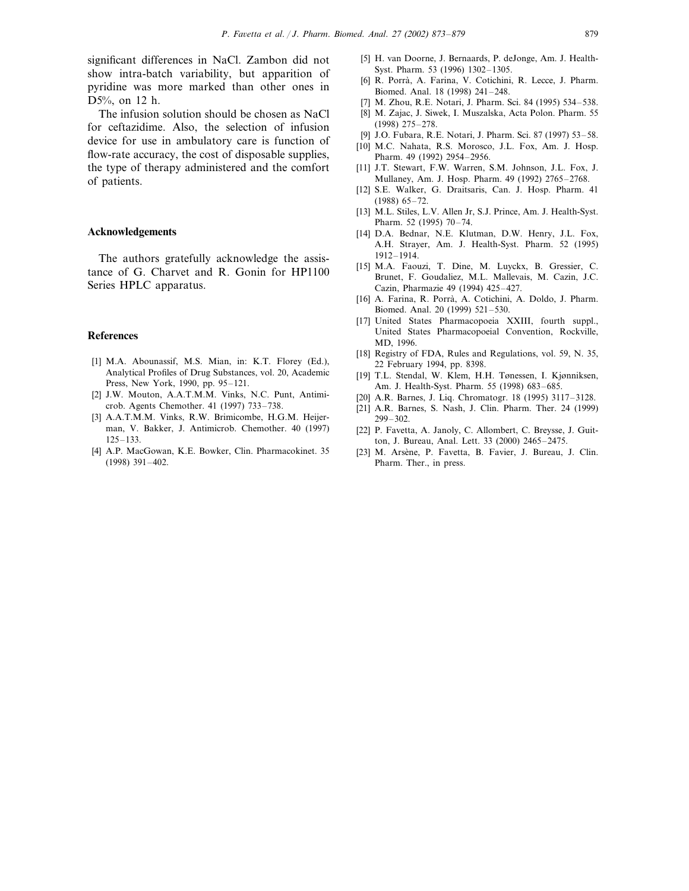significant differences in NaCl. Zambon did not show intra-batch variability, but apparition of pyridine was more marked than other ones in D5%, on 12 h.

The infusion solution should be chosen as NaCl for ceftazidime. Also, the selection of infusion device for use in ambulatory care is function of flow-rate accuracy, the cost of disposable supplies, the type of therapy administered and the comfort of patients.

## Acknowledgements

The authors gratefully acknowledge the assistance of G. Charvet and R. Gonin for HP1100 Series HPLC apparatus.

## References

[1] M.A. Abounassif, M.S. Mian, in: K.T. Florey (Ed.), Analytical Profiles of Drug Substances, vol. 20, Academic Press, New York, 1990, pp. 95–121.

[2] J.W. Mouton, A.A.T.M.M. Vinks, N.C. Punt, Antimicrob. Agents Chemother. 41 (1997) 733–738.

[3] A.A.T.M.M. Vinks, R.W. Brimicombe, H.G.M. Heijerman, V. Bakker, J. Antimicrob. Chemother. 40 (1997) 125–133.

[4] A.P. MacGowan, K.E. Bowker, Clin. Pharmacokinet. 35 (1998) 391–402.

[5] H. van Doorne, J. Bernaards, P. deJonge, Am. J. Health-Syst. Pharm. 53 (1996) 1302–1305.

[6] R. Porrà, A. Farina, V. Cotichini, R. Lecce, J. Pharm. Biomed. Anal. 18 (1998) 241–248.

[7] M. Zhou, R.E. Notari, J. Pharm. Sci. 84 (1995) 534–538.

[8] M. Zajac, J. Siwek, I. Muszalska, Acta Polon. Pharm. 55 (1998) 275–278.

[9] J.O. Fubara, R.E. Notari, J. Pharm. Sci. 87 (1997) 53–58.

[10] M.C. Nahata, R.S. Morosco, J.L. Fox, Am. J. Hosp. Pharm. 49 (1992) 2954–2956.

[11] J.T. Stewart, F.W. Warren, S.M. Johnson, J.L. Fox, J. Mullaney, Am. J. Hosp. Pharm. 49 (1992) 2765–2768.

[12] S.E. Walker, G. Draitsaris, Can. J. Hosp. Pharm. 41 (1988) 65–72.

[13] M.L. Stiles, L.V. Allen Jr, S.J. Prince, Am. J. Health-Syst. Pharm. 52 (1995) 70–74.

[14] D.A. Bednar, N.E. Klutman, D.W. Henry, J.L. Fox, A.H. Strayer, Am. J. Health-Syst. Pharm. 52 (1995) 1912–1914.

[15] M.A. Faouzi, T. Dine, M. Luyckx, B. Gressier, C. Brunet, F. Goudaliez, M.L. Mallevais, M. Cazin, J.C. Cazin, Pharmazie 49 (1994) 425–427.

[16] A. Farina, R. Porrà, A. Cotichini, A. Doldo, J. Pharm. Biomed. Anal. 20 (1999) 521–530.

[17] United States Pharmacopoeia XXIII, fourth suppl., United States Pharmacopoeial Convention, Rockville, MD, 1996.

[18] Registry of FDA, Rules and Regulations, vol. 59, N. 35, 22 February 1994, pp. 8398.

[19] T.L. Stendal, W. Klem, H.H. Tønessen, I. Kjønniksen, Am. J. Health-Syst. Pharm. 55 (1998) 683–685.

[20] A.R. Barnes, J. Liq. Chromatogr. 18 (1995) 3117–3128.

[21] A.R. Barnes, S. Nash, J. Clin. Pharm. Ther. 24 (1999) 299–302.

[22] P. Favetta, A. Janoly, C. Allombert, C. Breysse, J. Guitton, J. Bureau, Anal. Lett. 33 (2000) 2465–2475.

[23] M. Arsène, P. Favetta, B. Favier, J. Bureau, J. Clin. Pharm. Ther., in press.